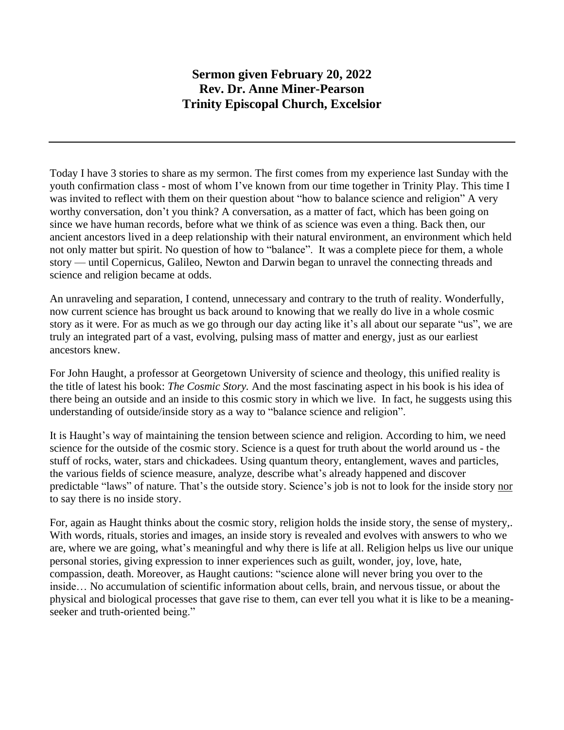**Sermon given February 20, 2022**
**Rev. Dr. Anne Miner-Pearson**
**Trinity Episcopal Church, Excelsior**

---

Today I have 3 stories to share as my sermon. The first comes from my experience last Sunday with the youth confirmation class - most of whom I've known from our time together in Trinity Play. This time I was invited to reflect with them on their question about "how to balance science and religion" A very worthy conversation, don't you think? A conversation, as a matter of fact, which has been going on since we have human records, before what we think of as science was even a thing. Back then, our ancient ancestors lived in a deep relationship with their natural environment, an environment which held not only matter but spirit. No question of how to "balance". It was a complete piece for them, a whole story — until Copernicus, Galileo, Newton and Darwin began to unravel the connecting threads and science and religion became at odds.

An unraveling and separation, I contend, unnecessary and contrary to the truth of reality. Wonderfully, now current science has brought us back around to knowing that we really do live in a whole cosmic story as it were. For as much as we go through our day acting like it's all about our separate "us", we are truly an integrated part of a vast, evolving, pulsing mass of matter and energy, just as our earliest ancestors knew.

For John Haught, a professor at Georgetown University of science and theology, this unified reality is the title of latest his book: *The Cosmic Story.* And the most fascinating aspect in his book is his idea of there being an outside and an inside to this cosmic story in which we live. In fact, he suggests using this understanding of outside/inside story as a way to "balance science and religion".

It is Haught's way of maintaining the tension between science and religion. According to him, we need science for the outside of the cosmic story. Science is a quest for truth about the world around us - the stuff of rocks, water, stars and chickadees. Using quantum theory, entanglement, waves and particles, the various fields of science measure, analyze, describe what's already happened and discover predictable "laws" of nature. That's the outside story. Science's job is not to look for the inside story <u>nor</u> to say there is no inside story.

For, again as Haught thinks about the cosmic story, religion holds the inside story, the sense of mystery,. With words, rituals, stories and images, an inside story is revealed and evolves with answers to who we are, where we are going, what's meaningful and why there is life at all. Religion helps us live our unique personal stories, giving expression to inner experiences such as guilt, wonder, joy, love, hate, compassion, death. Moreover, as Haught cautions: "science alone will never bring you over to the inside… No accumulation of scientific information about cells, brain, and nervous tissue, or about the physical and biological processes that gave rise to them, can ever tell you what it is like to be a meaning-seeker and truth-oriented being."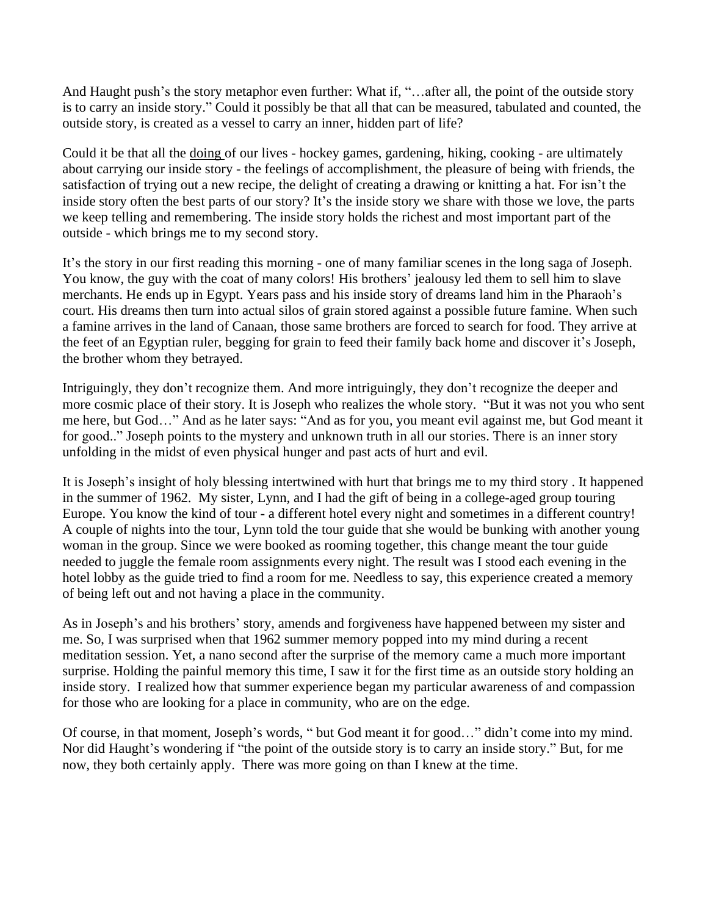And Haught push's the story metaphor even further: What if, "…after all, the point of the outside story is to carry an inside story." Could it possibly be that all that can be measured, tabulated and counted, the outside story, is created as a vessel to carry an inner, hidden part of life?

Could it be that all the <u>doing</u> of our lives - hockey games, gardening, hiking, cooking - are ultimately about carrying our inside story - the feelings of accomplishment, the pleasure of being with friends, the satisfaction of trying out a new recipe, the delight of creating a drawing or knitting a hat. For isn't the inside story often the best parts of our story? It's the inside story we share with those we love, the parts we keep telling and remembering. The inside story holds the richest and most important part of the outside - which brings me to my second story.

It's the story in our first reading this morning - one of many familiar scenes in the long saga of Joseph. You know, the guy with the coat of many colors! His brothers' jealousy led them to sell him to slave merchants. He ends up in Egypt. Years pass and his inside story of dreams land him in the Pharaoh's court. His dreams then turn into actual silos of grain stored against a possible future famine. When such a famine arrives in the land of Canaan, those same brothers are forced to search for food. They arrive at the feet of an Egyptian ruler, begging for grain to feed their family back home and discover it's Joseph, the brother whom they betrayed.

Intriguingly, they don't recognize them. And more intriguingly, they don't recognize the deeper and more cosmic place of their story. It is Joseph who realizes the whole story. "But it was not you who sent me here, but God…" And as he later says: "And as for you, you meant evil against me, but God meant it for good.." Joseph points to the mystery and unknown truth in all our stories. There is an inner story unfolding in the midst of even physical hunger and past acts of hurt and evil.

It is Joseph's insight of holy blessing intertwined with hurt that brings me to my third story . It happened in the summer of 1962. My sister, Lynn, and I had the gift of being in a college-aged group touring Europe. You know the kind of tour - a different hotel every night and sometimes in a different country! A couple of nights into the tour, Lynn told the tour guide that she would be bunking with another young woman in the group. Since we were booked as rooming together, this change meant the tour guide needed to juggle the female room assignments every night. The result was I stood each evening in the hotel lobby as the guide tried to find a room for me. Needless to say, this experience created a memory of being left out and not having a place in the community.

As in Joseph's and his brothers' story, amends and forgiveness have happened between my sister and me. So, I was surprised when that 1962 summer memory popped into my mind during a recent meditation session. Yet, a nano second after the surprise of the memory came a much more important surprise. Holding the painful memory this time, I saw it for the first time as an outside story holding an inside story. I realized how that summer experience began my particular awareness of and compassion for those who are looking for a place in community, who are on the edge.

Of course, in that moment, Joseph's words, " but God meant it for good…" didn't come into my mind. Nor did Haught's wondering if "the point of the outside story is to carry an inside story." But, for me now, they both certainly apply. There was more going on than I knew at the time.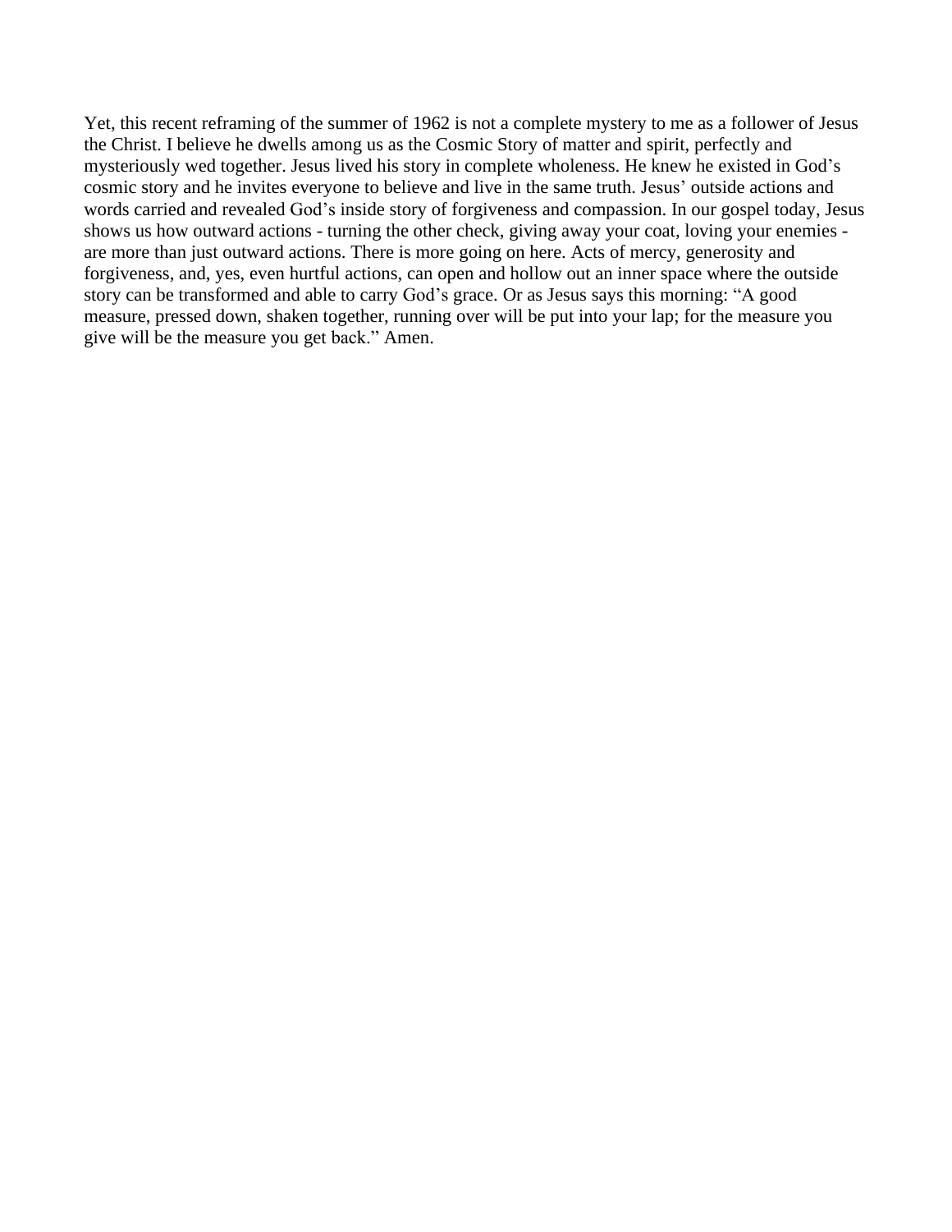Yet, this recent reframing of the summer of 1962 is not a complete mystery to me as a follower of Jesus the Christ. I believe he dwells among us as the Cosmic Story of matter and spirit, perfectly and mysteriously wed together. Jesus lived his story in complete wholeness. He knew he existed in God's cosmic story and he invites everyone to believe and live in the same truth. Jesus' outside actions and words carried and revealed God's inside story of forgiveness and compassion. In our gospel today, Jesus shows us how outward actions - turning the other check, giving away your coat, loving your enemies - are more than just outward actions. There is more going on here. Acts of mercy, generosity and forgiveness, and, yes, even hurtful actions, can open and hollow out an inner space where the outside story can be transformed and able to carry God's grace. Or as Jesus says this morning: "A good measure, pressed down, shaken together, running over will be put into your lap; for the measure you give will be the measure you get back." Amen.